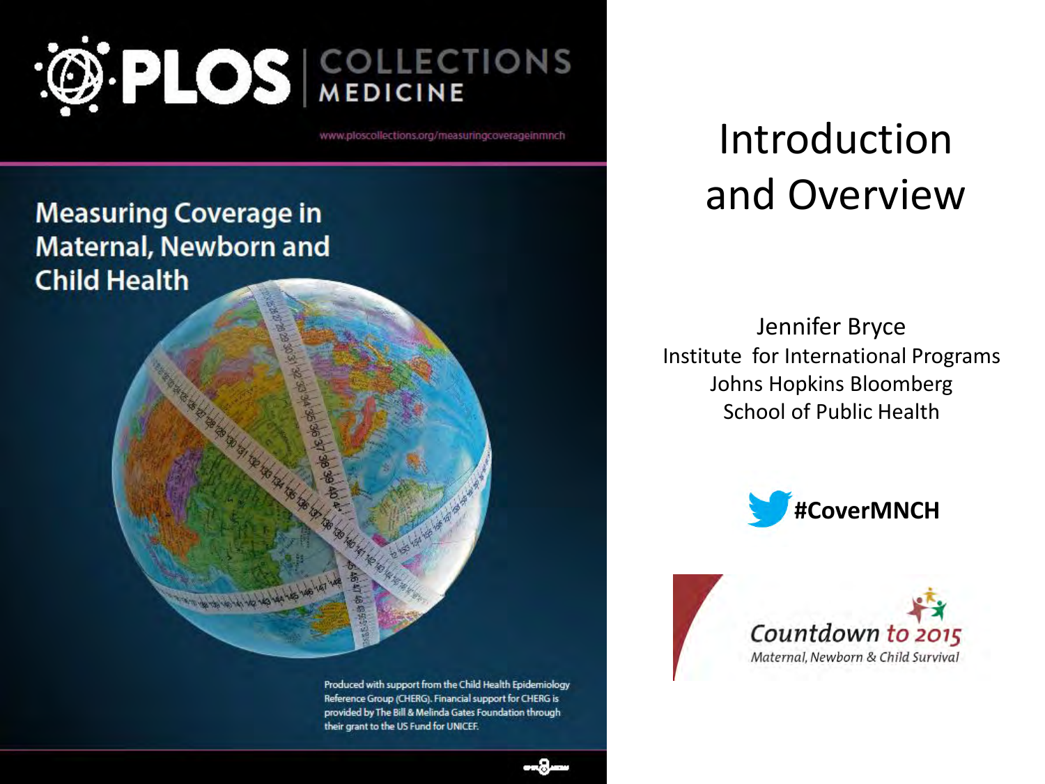PLOS | COLLECTIONS MEDICINE

www.ploscollections.org/measuringcoverageinmnch

## Measuring Coverage in Maternal, Newborn and Child Health

Produced with support from the Child Health Epidemiology Reference Group (CHERG). Financial support for CHERG is provided by The Bill & Melinda Gates Foundation through their grant to the US Fund for UNICEF.

# Introduction and Overview

Jennifer Bryce
Institute for International Programs
Johns Hopkins Bloomberg
School of Public Health

**#CoverMNCH**

Countdown to 2015
Maternal, Newborn & Child Survival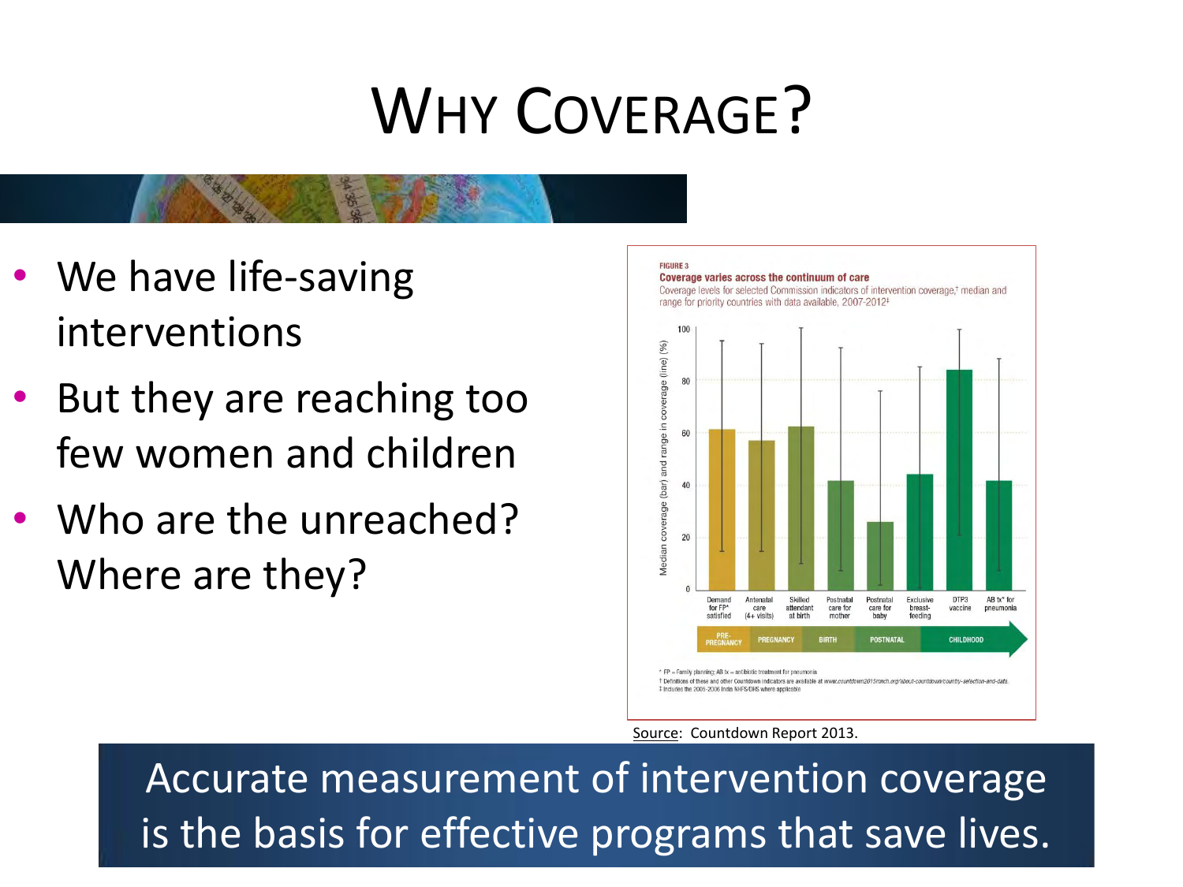# WHY COVERAGE?

- We have life-saving interventions
- But they are reaching too few women and children
- Who are the unreached? Where are they?

FIGURE 3

**Coverage varies across the continuum of care**

Coverage levels for selected Commission indicators of intervention coverage,† median and range for priority countries with data available, 2007-2012‡

Median coverage (bar) and range in coverage (line) (%)

100

80

60

40

20

0

Demand for FP* satisfied

Antenatal care (4+ visits)

Skilled attendant at birth

Postnatal care for mother

Postnatal care for baby

Exclusive breast-feeding

DTP3 vaccine

AB tx* for pneumonia

PRE-PREGNANCY

PREGNANCY

BIRTH

POSTNATAL

CHILDHOOD

\* FP = Family planning; AB tx = antibiotic treatment for pneumonia

† Definitions of these and other Countdown indicators are available at www.countdown2015mnch.org/about-countdown/country-selection-and-data.

‡ Includes the 2005-2006 India NHFS/DHS where applicable

Source: Countdown Report 2013.

Accurate measurement of intervention coverage is the basis for effective programs that save lives.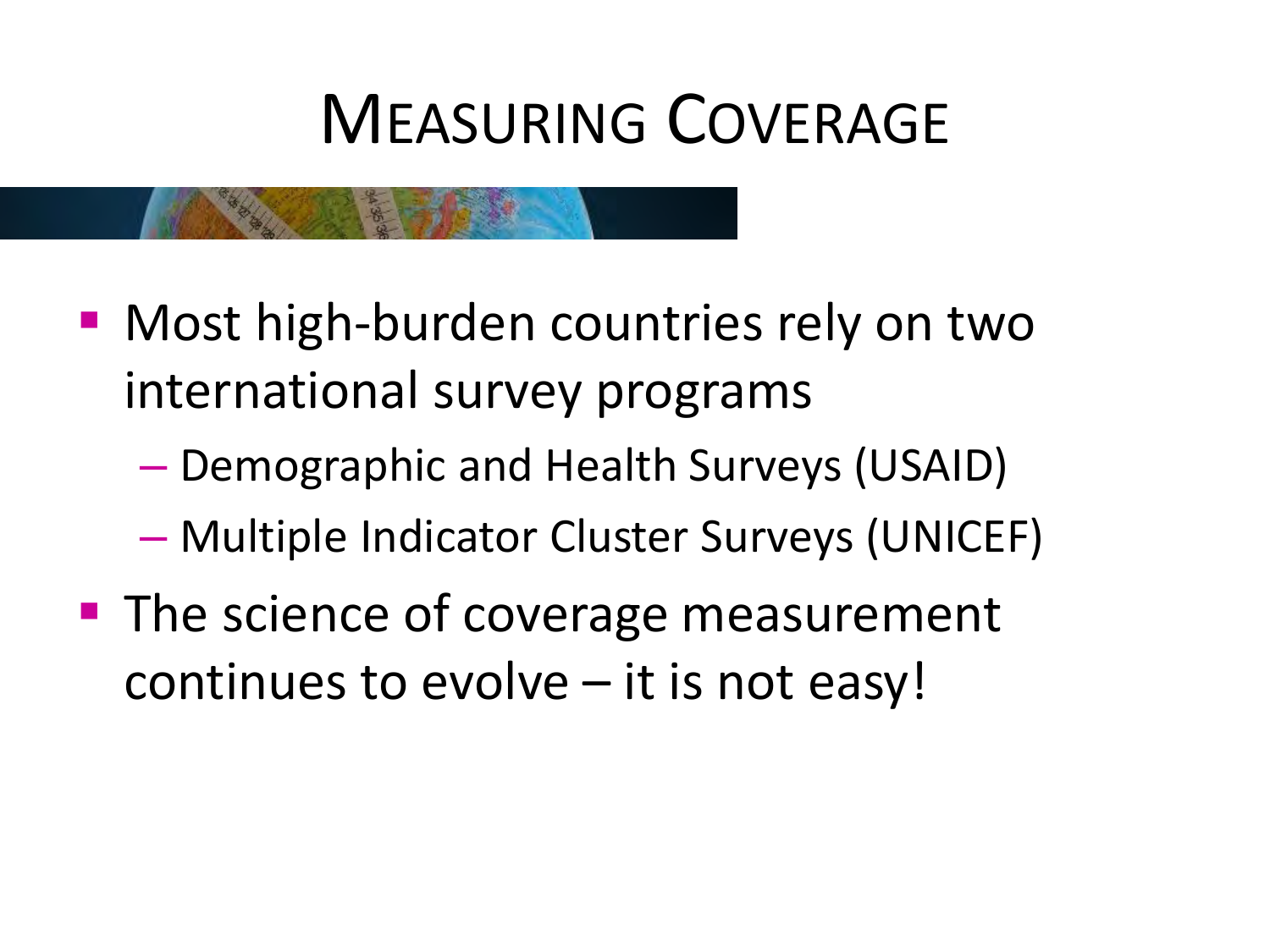# Measuring Coverage

- Most high-burden countries rely on two international survey programs
  - Demographic and Health Surveys (USAID)
  - Multiple Indicator Cluster Surveys (UNICEF)
- The science of coverage measurement continues to evolve – it is not easy!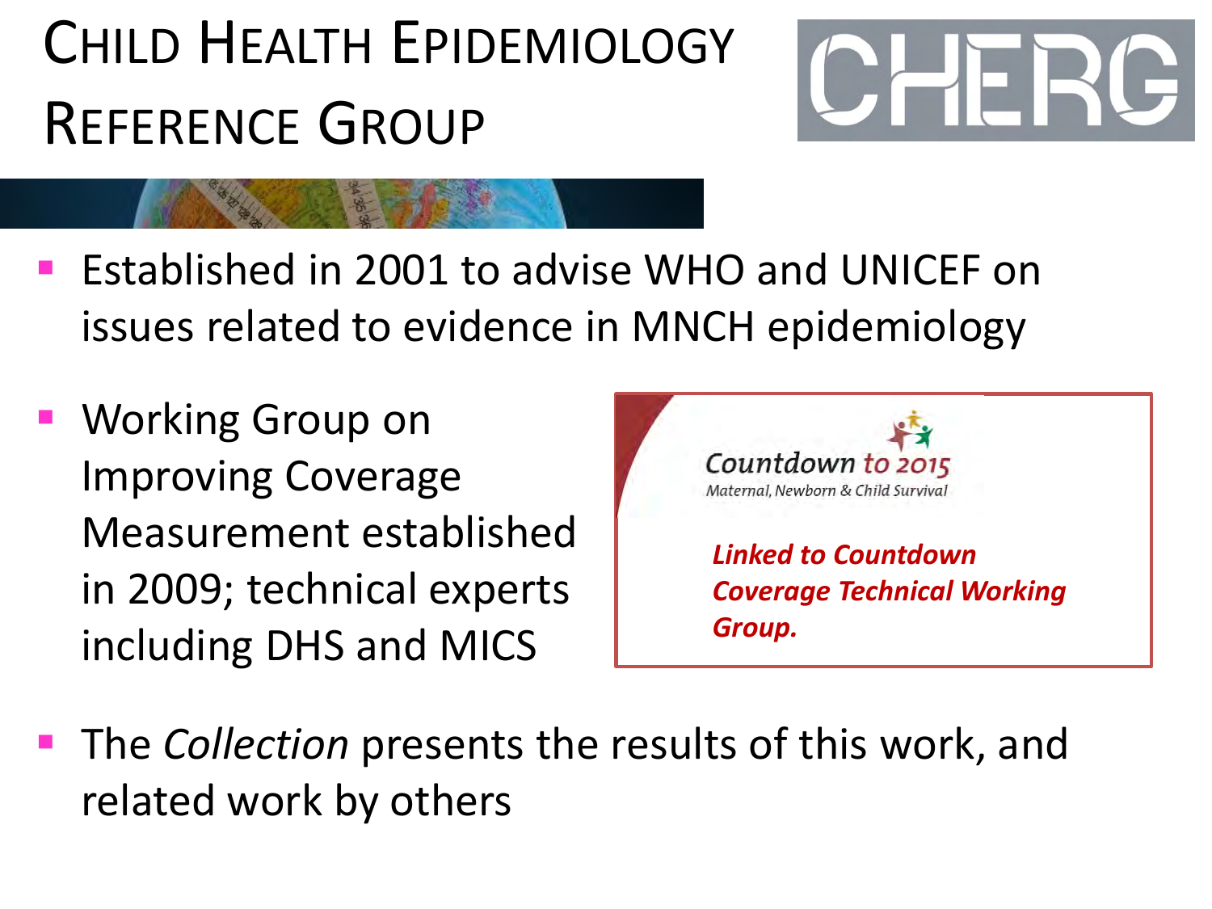# Child Health Epidemiology Reference Group

CHERG

- Established in 2001 to advise WHO and UNICEF on issues related to evidence in MNCH epidemiology
- Working Group on Improving Coverage Measurement established in 2009; technical experts including DHS and MICS

Countdown to 2015
Maternal, Newborn & Child Survival

***Linked to Countdown Coverage Technical Working Group.***

- The *Collection* presents the results of this work, and related work by others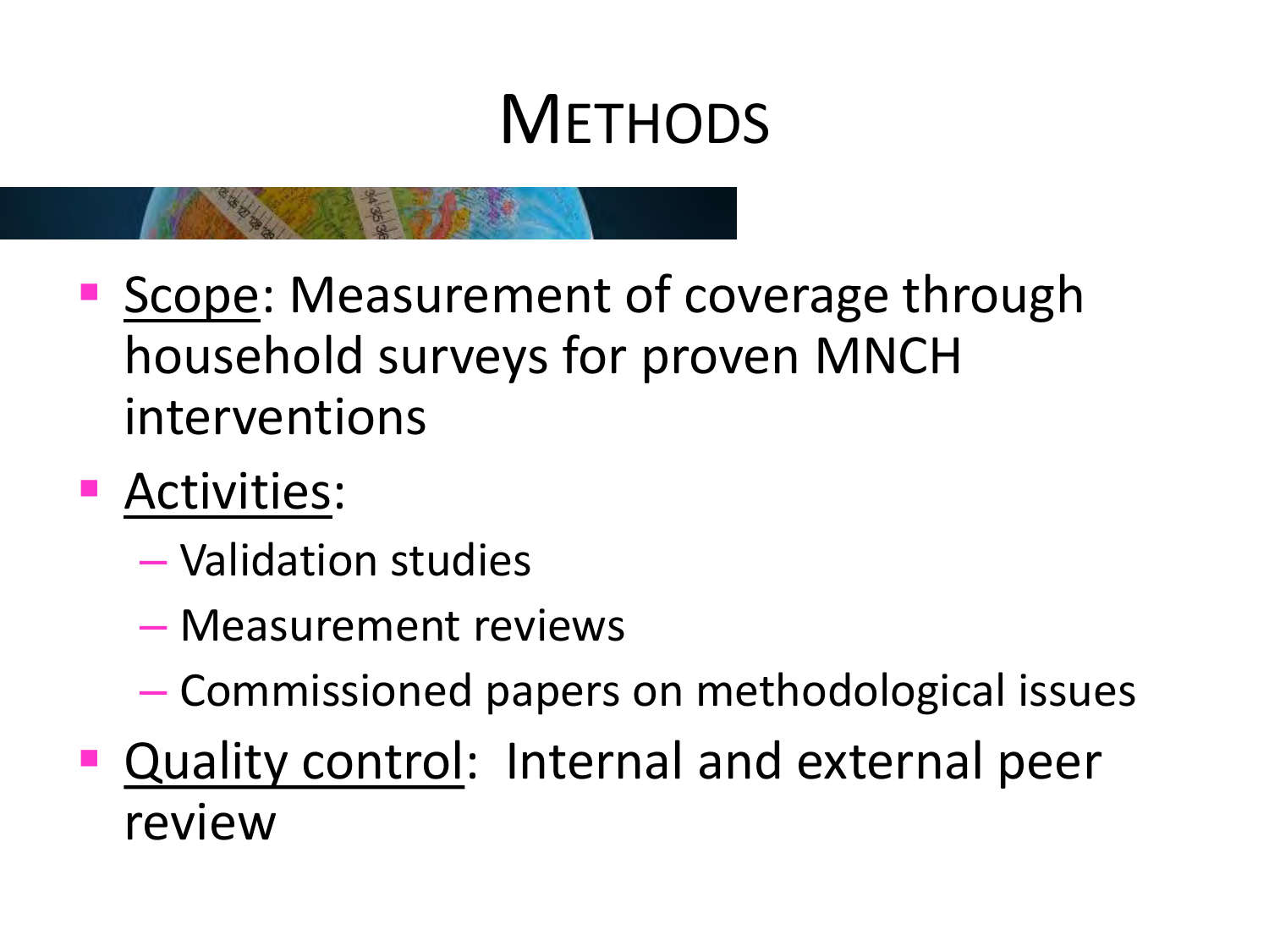# METHODS

- Scope: Measurement of coverage through household surveys for proven MNCH interventions
- Activities:
  - Validation studies
  - Measurement reviews
  - Commissioned papers on methodological issues
- Quality control: Internal and external peer review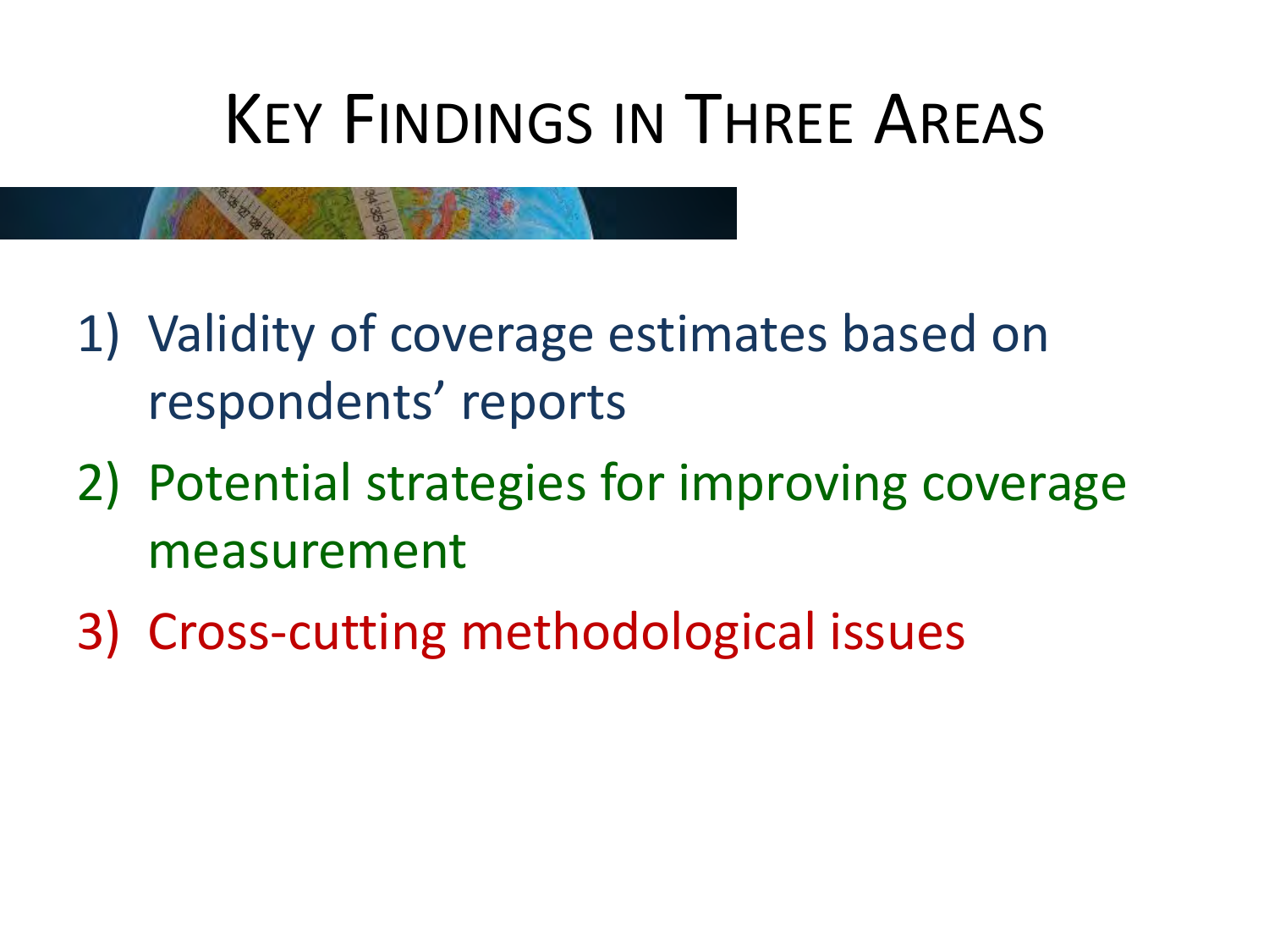# Key Findings in Three Areas

1) Validity of coverage estimates based on respondents' reports
2) Potential strategies for improving coverage measurement
3) Cross-cutting methodological issues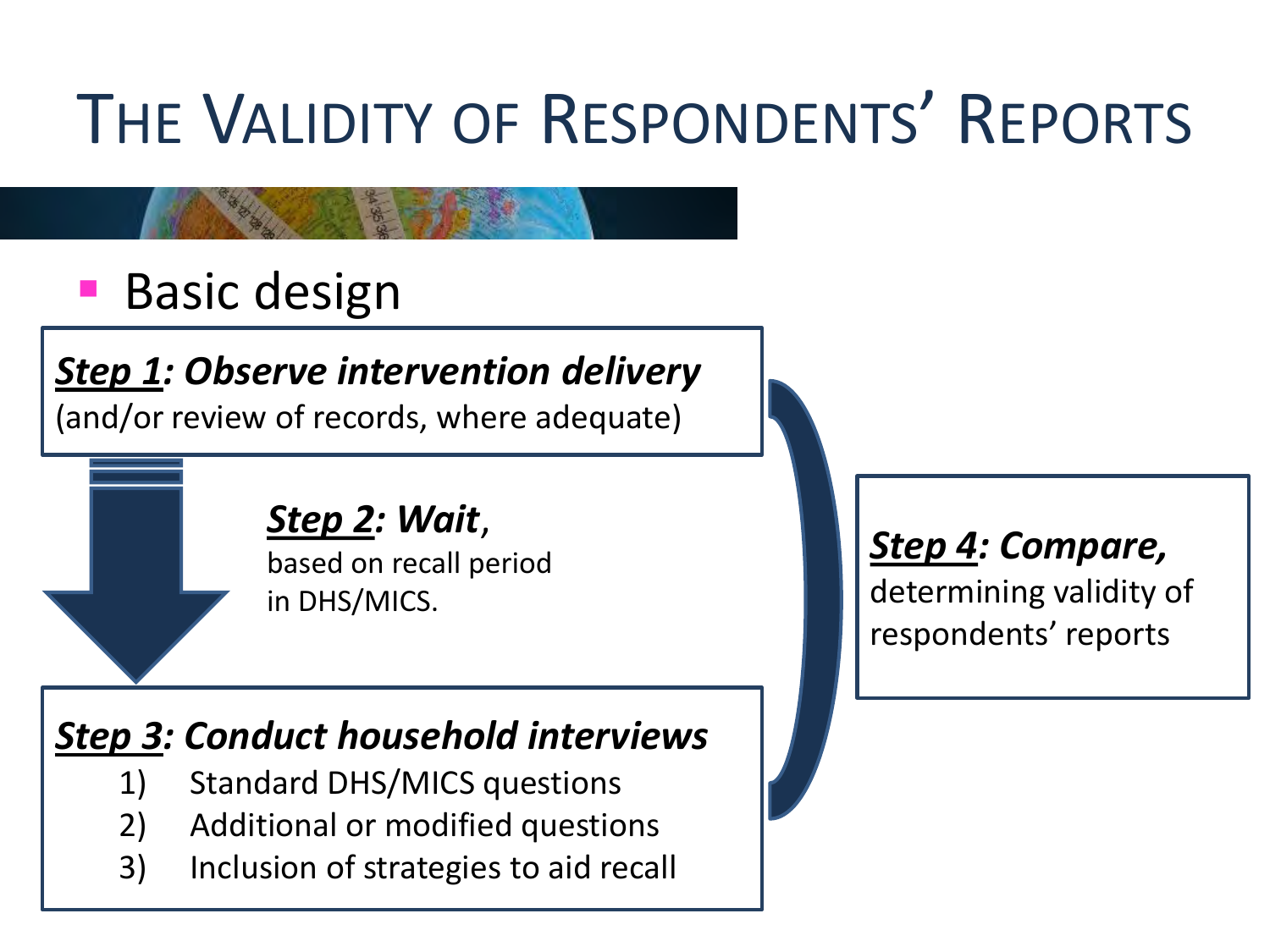# The Validity of Respondents' Reports

- Basic design

***Step 1*: Observe intervention delivery**
(and/or review of records, where adequate)

***Step 2*: Wait**,
based on recall period
in DHS/MICS.

***Step 3*: Conduct household interviews**

1) Standard DHS/MICS questions
2) Additional or modified questions
3) Inclusion of strategies to aid recall

***Step 4*: Compare,**
determining validity of respondents' reports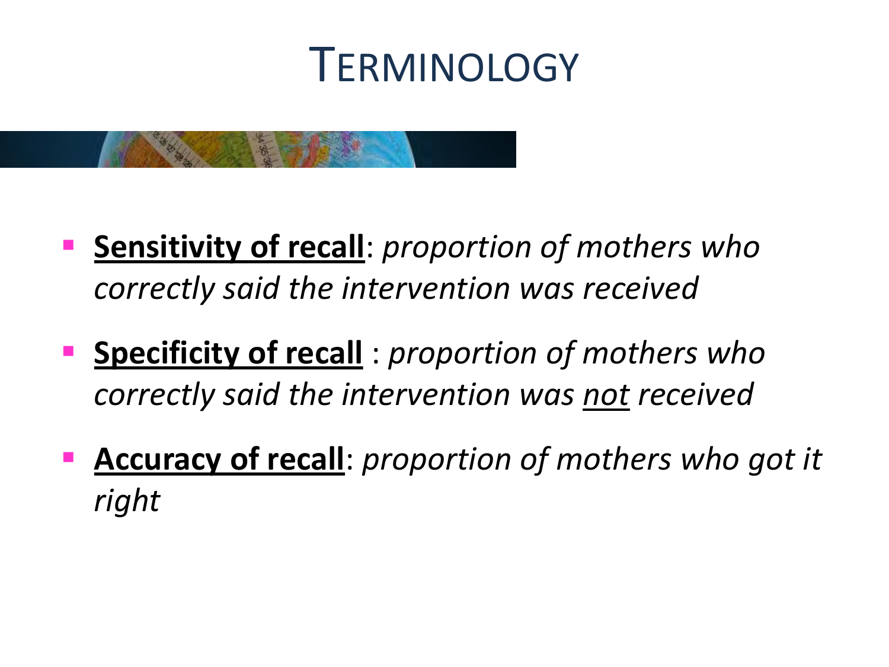# Terminology

- **Sensitivity of recall**: *proportion of mothers who correctly said the intervention was received*
- **Specificity of recall** : *proportion of mothers who correctly said the intervention was not received*
- **Accuracy of recall**: *proportion of mothers who got it right*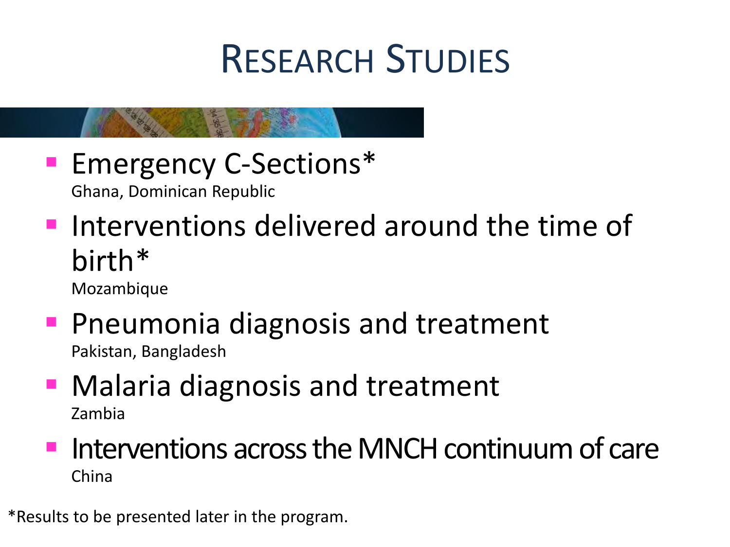# Research Studies

- Emergency C-Sections*
  Ghana, Dominican Republic
- Interventions delivered around the time of birth*
  Mozambique
- Pneumonia diagnosis and treatment
  Pakistan, Bangladesh
- Malaria diagnosis and treatment
  Zambia
- Interventions across the MNCH continuum of care
  China

*Results to be presented later in the program.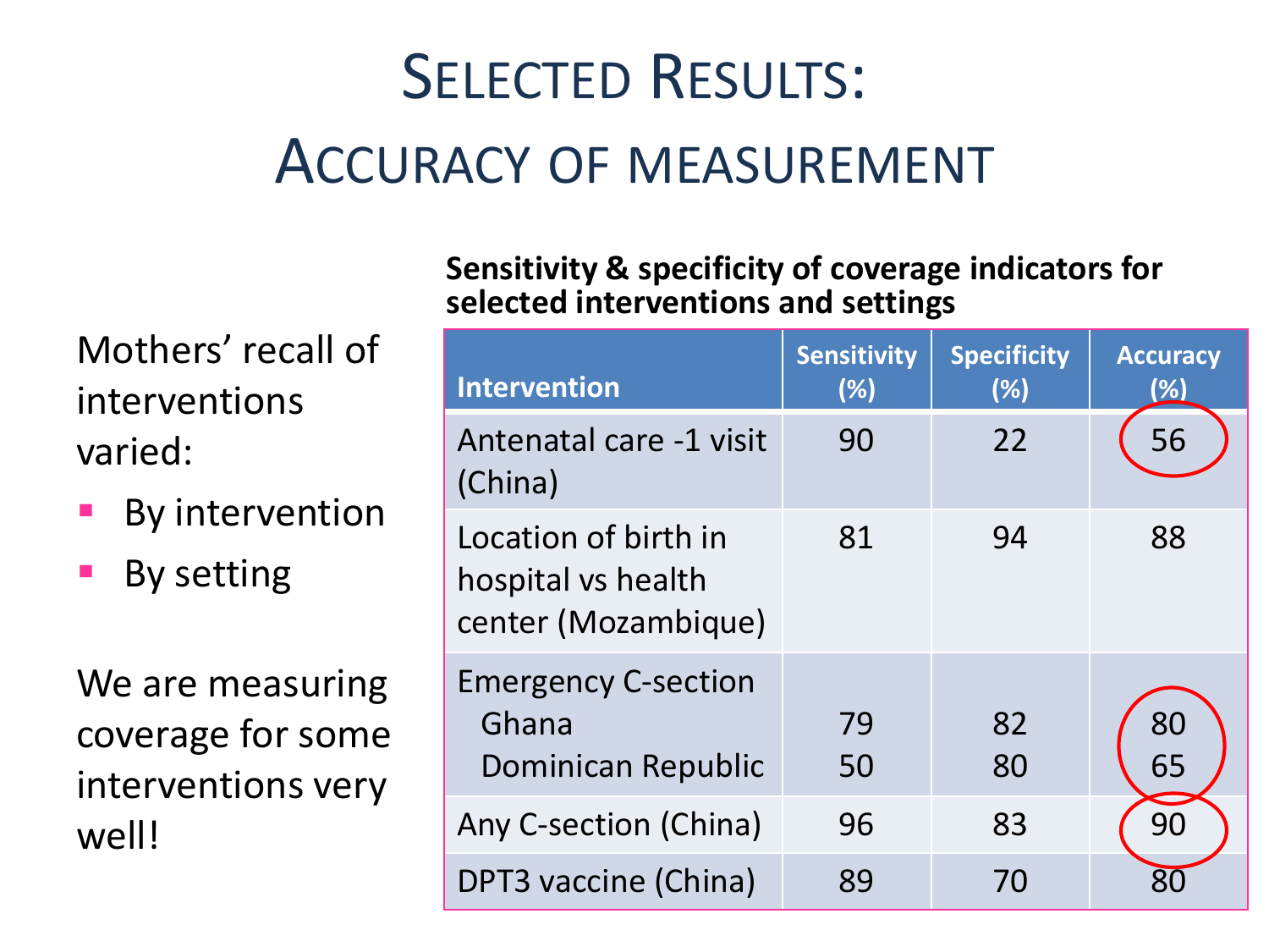# Selected Results: Accuracy of Measurement

Mothers' recall of interventions varied:

- By intervention
- By setting

We are measuring coverage for some interventions very well!

**Sensitivity & specificity of coverage indicators for selected interventions and settings**

| Intervention | Sensitivity (%) | Specificity (%) | Accuracy (%) |
|---|---|---|---|
| Antenatal care -1 visit (China) | 90 | 22 | 56 |
| Location of birth in hospital vs health center (Mozambique) | 81 | 94 | 88 |
| Emergency C-section | | | |
| Ghana | 79 | 82 | 80 |
| Dominican Republic | 50 | 80 | 65 |
| Any C-section (China) | 96 | 83 | 90 |
| DPT3 vaccine (China) | 89 | 70 | 80 |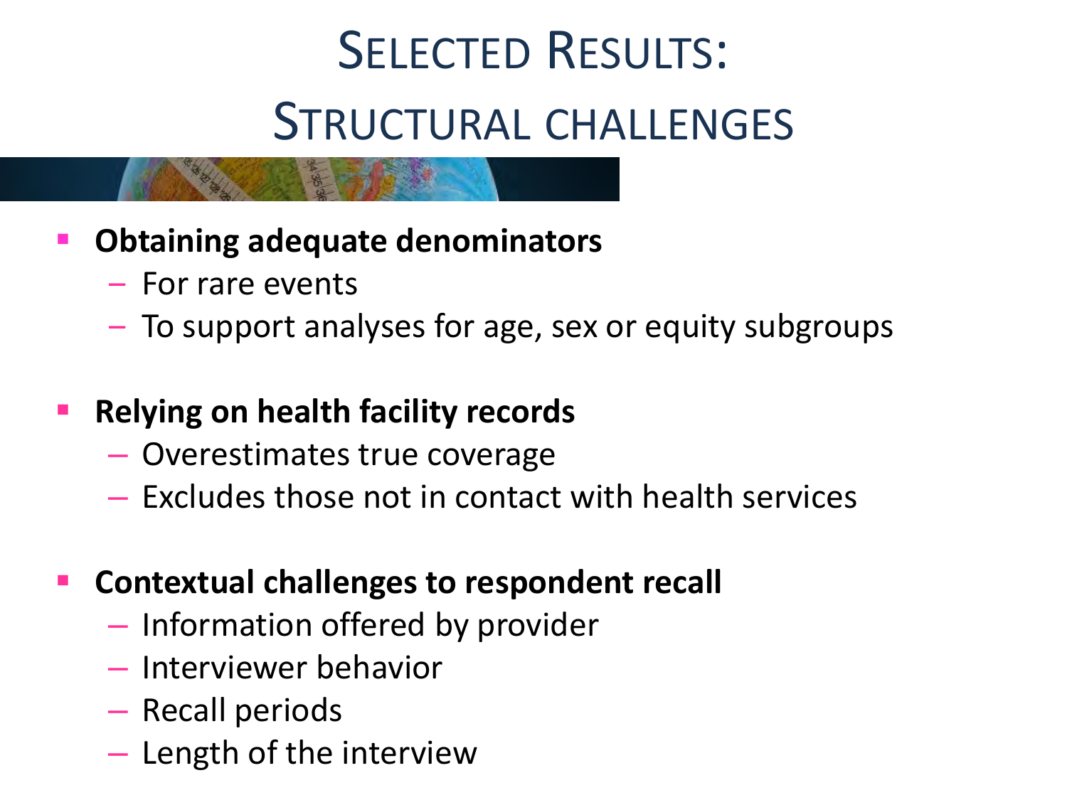# Selected Results: Structural challenges

- **Obtaining adequate denominators**
  - For rare events
  - To support analyses for age, sex or equity subgroups

- **Relying on health facility records**
  - Overestimates true coverage
  - Excludes those not in contact with health services

- **Contextual challenges to respondent recall**
  - Information offered by provider
  - Interviewer behavior
  - Recall periods
  - Length of the interview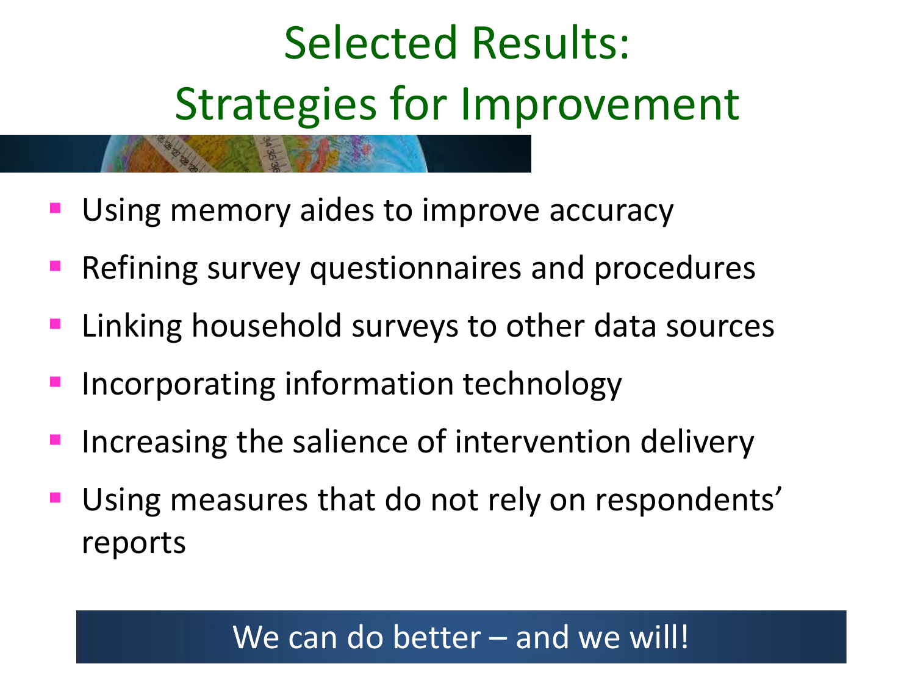# Selected Results: Strategies for Improvement

- Using memory aides to improve accuracy
- Refining survey questionnaires and procedures
- Linking household surveys to other data sources
- Incorporating information technology
- Increasing the salience of intervention delivery
- Using measures that do not rely on respondents' reports

We can do better – and we will!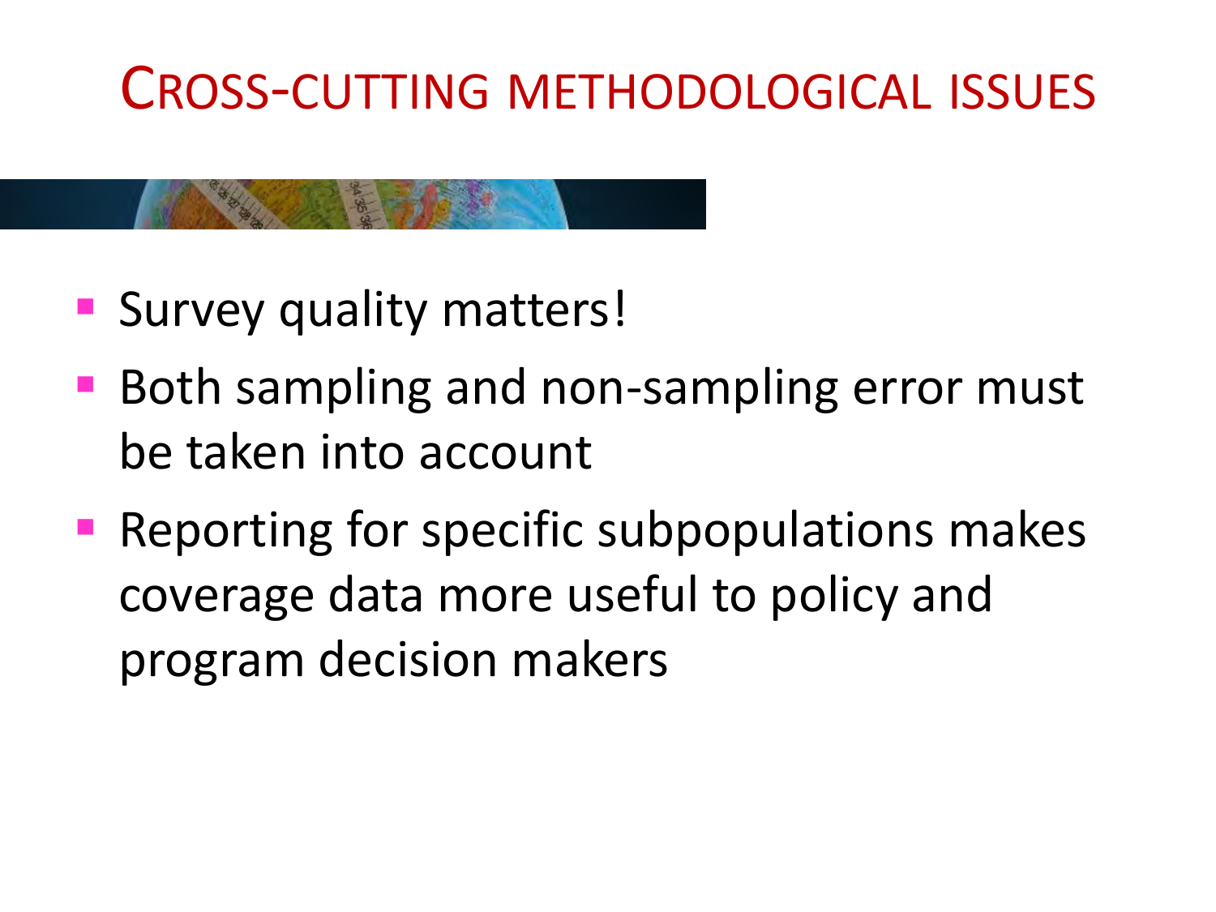# Cross-cutting methodological issues

- Survey quality matters!
- Both sampling and non-sampling error must be taken into account
- Reporting for specific subpopulations makes coverage data more useful to policy and program decision makers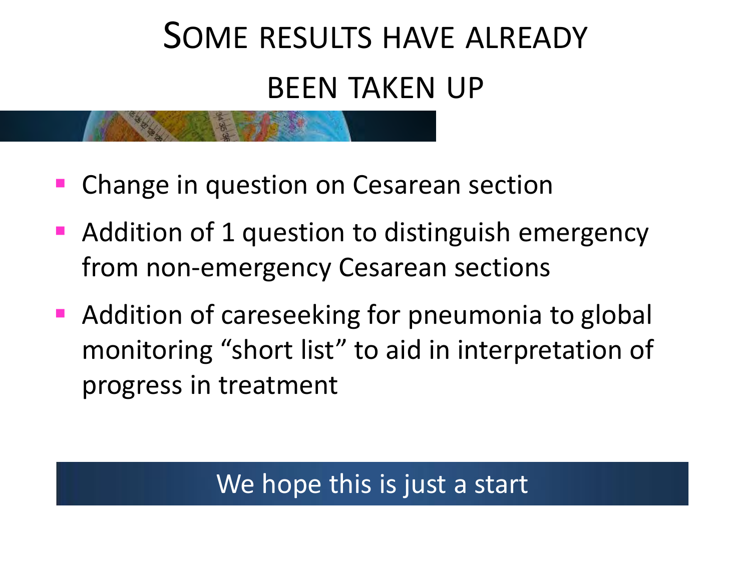# SOME RESULTS HAVE ALREADY BEEN TAKEN UP

- Change in question on Cesarean section
- Addition of 1 question to distinguish emergency from non-emergency Cesarean sections
- Addition of careseeking for pneumonia to global monitoring "short list" to aid in interpretation of progress in treatment

We hope this is just a start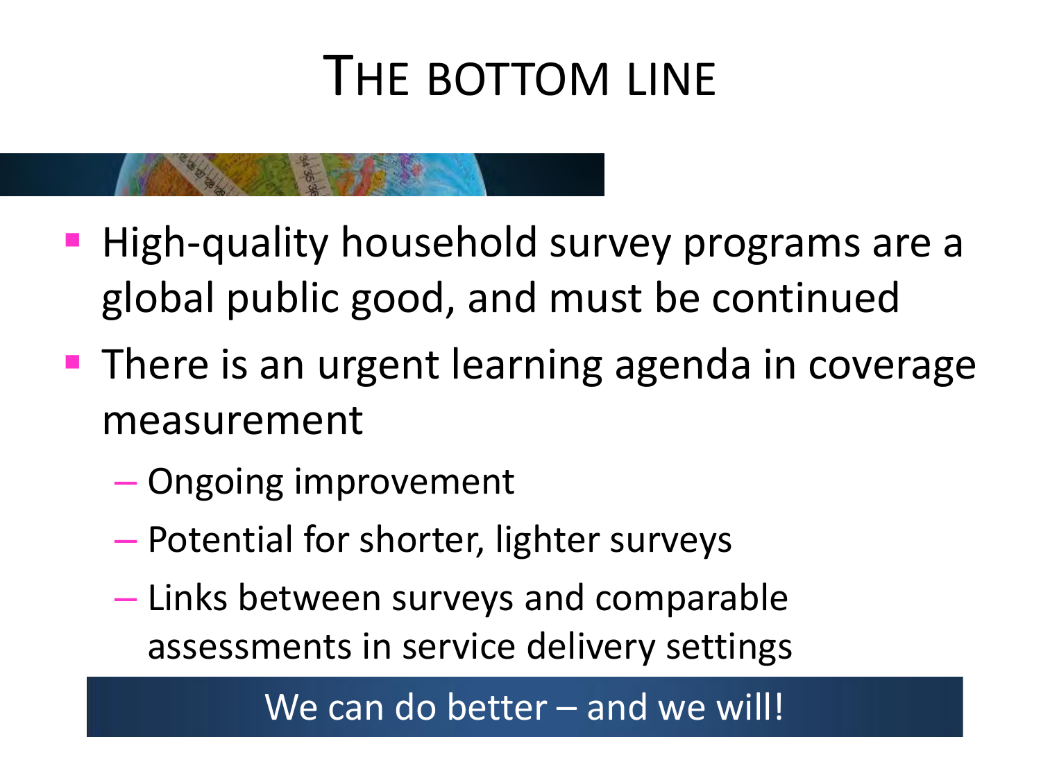# THE BOTTOM LINE

- High-quality household survey programs are a global public good, and must be continued
- There is an urgent learning agenda in coverage measurement
  - Ongoing improvement
  - Potential for shorter, lighter surveys
  - Links between surveys and comparable assessments in service delivery settings

We can do better – and we will!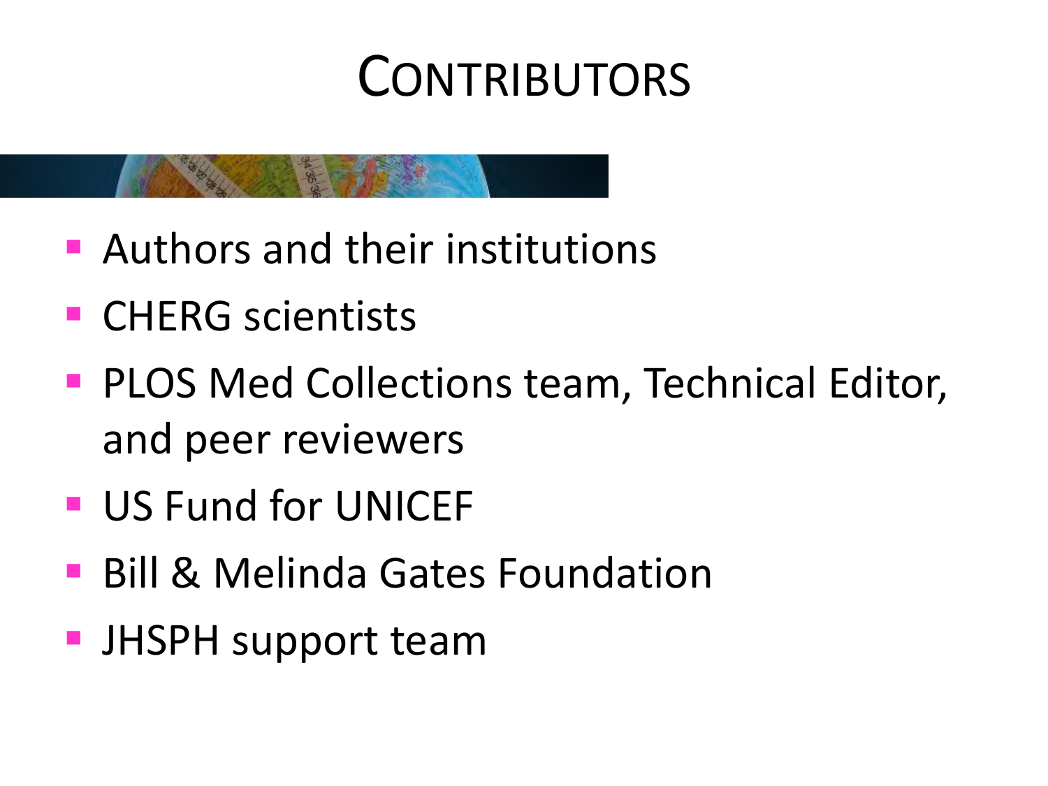# CONTRIBUTORS

- Authors and their institutions
- CHERG scientists
- PLOS Med Collections team, Technical Editor, and peer reviewers
- US Fund for UNICEF
- Bill & Melinda Gates Foundation
- JHSPH support team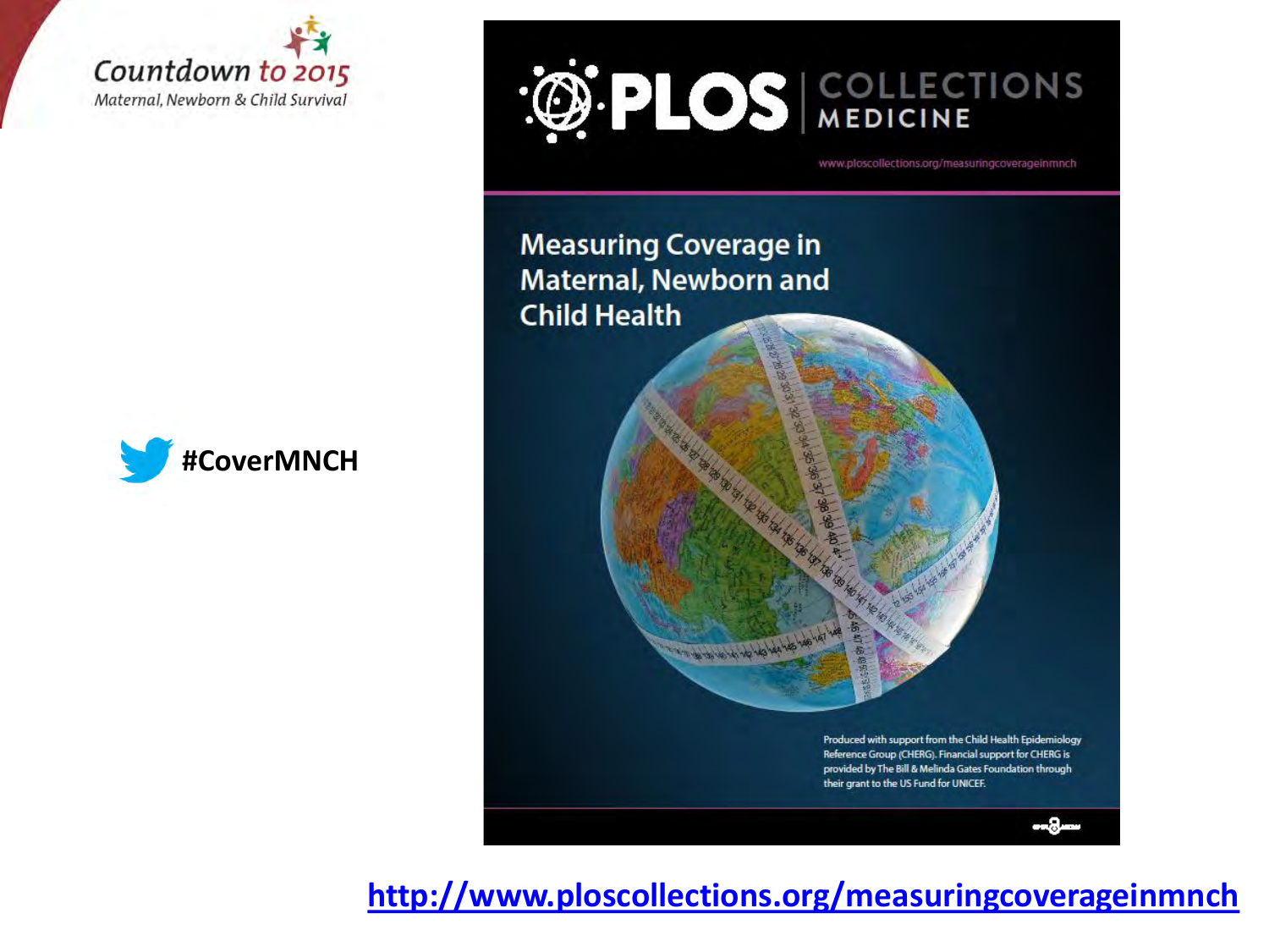Countdown to 2015

Maternal, Newborn & Child Survival

#CoverMNCH

PLOS | COLLECTIONS MEDICINE

www.ploscollections.org/measuringcoverageinmnch

Measuring Coverage in Maternal, Newborn and Child Health

Produced with support from the Child Health Epidemiology Reference Group (CHERG). Financial support for CHERG is provided by The Bill & Melinda Gates Foundation through their grant to the US Fund for UNICEF.

http://www.ploscollections.org/measuringcoverageinmnch